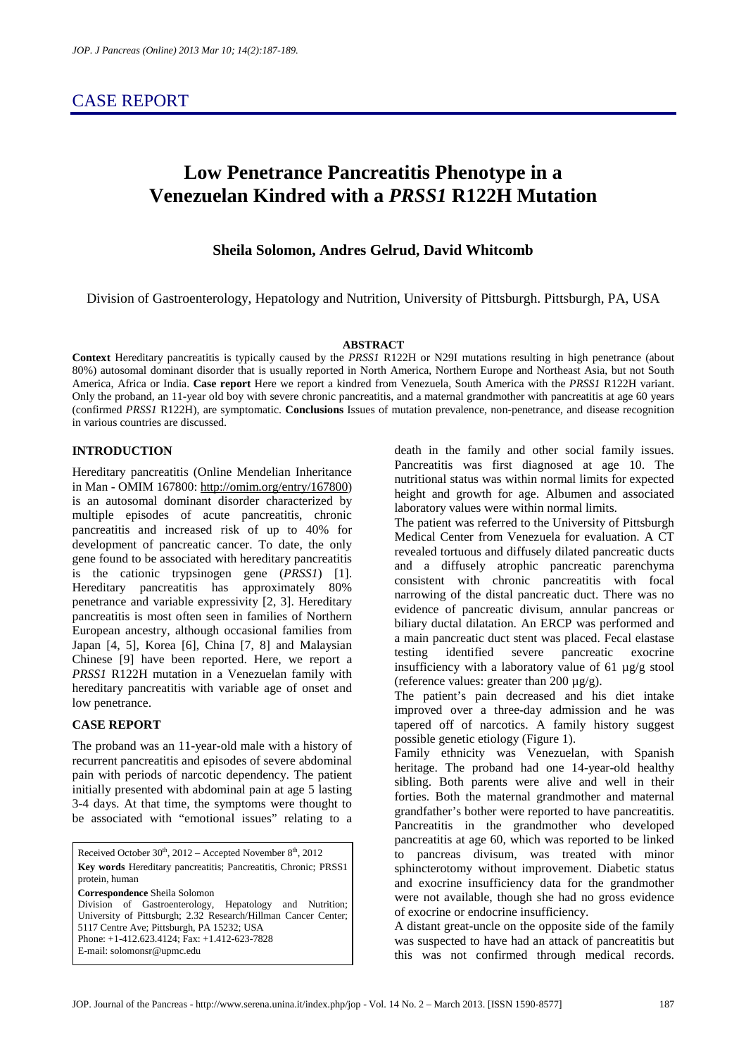## CASE REPORT

# Low Penetrance Pancreatitis Phenotype in a Venezuelan Kindred with a *PRSS1* R122H Mutation

### Sheila Solomon, Andres Gelrud, David Whitcomb

Division of Gastroenterology, Hepatology and Nutrition, University of Pittsburgh. Pittsburgh, PA, USA

#### ABSTRACT

**Context** Hereditary pancreatitis is typically caused by the *PRSS1* R122H or N29I mutations resulting in high penetrance (about 80%) autosomal dominant disorder that is usually reported in North America, Northern Europe and Northeast Asia, but not South America, Africa or India. **Case report** Here we report a kindred from Venezuela, South America with the *PRSS1* R122H variant. Only the proband, an 11-year old boy with severe chronic pancreatitis, and a maternal grandmother with pancreatitis at age 60 years (confirmed *PRSS1* R122H), are symptomatic. **Conclusions** Issues of mutation prevalence, non-penetrance, and disease recognition in various countries are discussed.

#### INTRODUCTION

Hereditary pancreatitis (Online Mendelian Inheritance in Man - OMIM 167800: http://omim.org/entry/167800) is an autosomal dominant disorder characterized by multiple episodes of acute pancreatitis, chronic pancreatitis and increased risk of up to 40% for development of pancreatic cancer. To date, the only gene found to be associated with hereditary pancreatitis is the cationic trypsinogen gene (*PRSS1*) [1]. Hereditary pancreatitis has approximately 80% penetrance and variable expressivity [2, 3]. Hereditary pancreatitis is most often seen in families of Northern European ancestry, although occasional families from Japan [4, 5], Korea [6], China [7, 8] and Malaysian Chinese [9] have been reported. Here, we report a *PRSS1* R122H mutation in a Venezuelan family with hereditary pancreatitis with variable age of onset and low penetrance.

#### CASE REPORT

The proband was an 11-year-old male with a history of recurrent pancreatitis and episodes of severe abdominal pain with periods of narcotic dependency. The patient initially presented with abdominal pain at age 5 lasting 3-4 days. At that time, the symptoms were thought to be associated with "emotional issues" relating to a death in the family and other social family issues. Pancreatitis was first diagnosed at age 10. The nutritional status was within normal limits for expected height and growth for age. Albumen and associated laboratory values were within normal limits.

The patient was referred to the University of Pittsburgh Medical Center from Venezuela for evaluation. A CT revealed tortuous and diffusely dilated pancreatic ducts and a diffusely atrophic pancreatic parenchyma consistent with chronic pancreatitis with focal narrowing of the distal pancreatic duct. There was no evidence of pancreatic divisum, annular pancreas or biliary ductal dilatation. An ERCP was performed and a main pancreatic duct stent was placed. Fecal elastase testing identified severe pancreatic exocrine insufficiency with a laboratory value of 61 µg/g stool (reference values: greater than 200 µg/g).

The patient's pain decreased and his diet intake improved over a three-day admission and he was tapered off of narcotics. A family history suggest possible genetic etiology (Figure 1).

Family ethnicity was Venezuelan, with Spanish heritage. The proband had one 14-year-old healthy sibling. Both parents were alive and well in their forties. Both the maternal grandmother and maternal grandfather's bother were reported to have pancreatitis. Pancreatitis in the grandmother who developed pancreatitis at age 60, which was reported to be linked to pancreas divisum, was treated with minor sphincterotomy without improvement. Diabetic status and exocrine insufficiency data for the grandmother were not available, though she had no gross evidence of exocrine or endocrine insufficiency.

A distant great-uncle on the opposite side of the family was suspected to have had an attack of pancreatitis but this was not confirmed through medical records.

Received October 30th, 2012 – Accepted November 8th, 2012
**Key words** Hereditary pancreatitis; Pancreatitis, Chronic; PRSS1 protein, human
**Correspondence** Sheila Solomon
Division of Gastroenterology, Hepatology and Nutrition; University of Pittsburgh; 2.32 Research/Hillman Cancer Center; 5117 Centre Ave; Pittsburgh, PA 15232; USA
Phone: +1-412.623.4124; Fax: +1.412-623-7828
E-mail: solomonsr@upmc.edu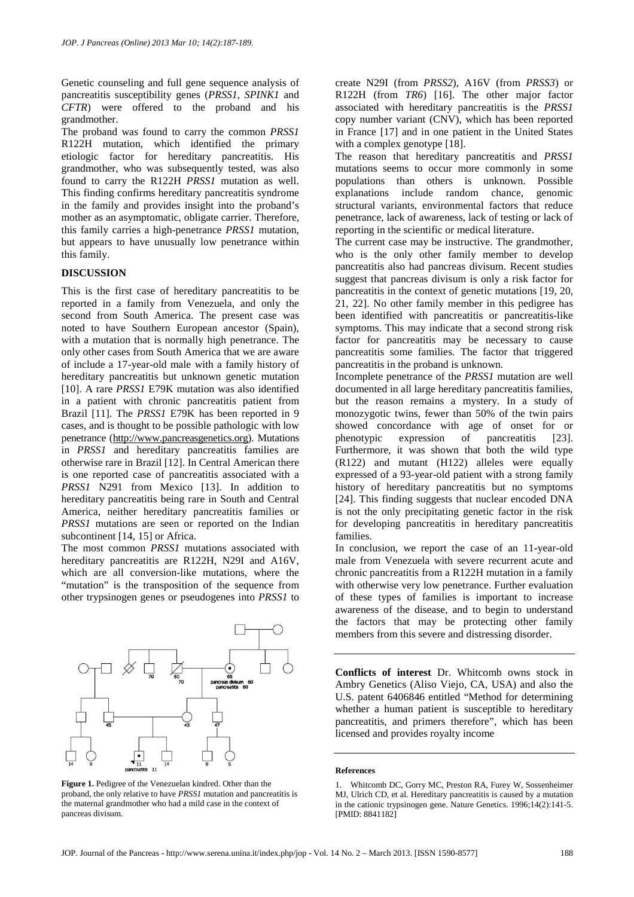Genetic counseling and full gene sequence analysis of pancreatitis susceptibility genes (*PRSS1*, *SPINK1* and *CFTR*) were offered to the proband and his grandmother.

The proband was found to carry the common *PRSS1* R122H mutation, which identified the primary etiologic factor for hereditary pancreatitis. His grandmother, who was subsequently tested, was also found to carry the R122H *PRSS1* mutation as well. This finding confirms hereditary pancreatitis syndrome in the family and provides insight into the proband's mother as an asymptomatic, obligate carrier. Therefore, this family carries a high-penetrance *PRSS1* mutation, but appears to have unusually low penetrance within this family.

## DISCUSSION

This is the first case of hereditary pancreatitis to be reported in a family from Venezuela, and only the second from South America. The present case was noted to have Southern European ancestor (Spain), with a mutation that is normally high penetrance. The only other cases from South America that we are aware of include a 17-year-old male with a family history of hereditary pancreatitis but unknown genetic mutation [10]. A rare *PRSS1* E79K mutation was also identified in a patient with chronic pancreatitis patient from Brazil [11]. The *PRSS1* E79K has been reported in 9 cases, and is thought to be possible pathologic with low penetrance (http://www.pancreasgenetics.org). Mutations in *PRSS1* and hereditary pancreatitis families are otherwise rare in Brazil [12]. In Central American there is one reported case of pancreatitis associated with a *PRSS1* N291 from Mexico [13]. In addition to hereditary pancreatitis being rare in South and Central America, neither hereditary pancreatitis families or *PRSS1* mutations are seen or reported on the Indian subcontinent [14, 15] or Africa.

The most common *PRSS1* mutations associated with hereditary pancreatitis are R122H, N29I and A16V, which are all conversion-like mutations, where the "mutation" is the transposition of the sequence from other trypsinogen genes or pseudogenes into *PRSS1* to create N29I (from *PRSS2*), A16V (from *PRSS3*) or R122H (from *TR6*) [16]. The other major factor associated with hereditary pancreatitis is the *PRSS1* copy number variant (CNV), which has been reported in France [17] and in one patient in the United States with a complex genotype [18].

The reason that hereditary pancreatitis and *PRSS1* mutations seems to occur more commonly in some populations than others is unknown. Possible explanations include random chance, genomic structural variants, environmental factors that reduce penetrance, lack of awareness, lack of testing or lack of reporting in the scientific or medical literature.

The current case may be instructive. The grandmother, who is the only other family member to develop pancreatitis also had pancreas divisum. Recent studies suggest that pancreas divisum is only a risk factor for pancreatitis in the context of genetic mutations [19, 20, 21, 22]. No other family member in this pedigree has been identified with pancreatitis or pancreatitis-like symptoms. This may indicate that a second strong risk factor for pancreatitis may be necessary to cause pancreatitis some families. The factor that triggered pancreatitis in the proband is unknown.

Incomplete penetrance of the *PRSS1* mutation are well documented in all large hereditary pancreatitis families, but the reason remains a mystery. In a study of monozygotic twins, fewer than 50% of the twin pairs showed concordance with age of onset for or phenotypic expression of pancreatitis [23]. Furthermore, it was shown that both the wild type (R122) and mutant (H122) alleles were equally expressed of a 93-year-old patient with a strong family history of hereditary pancreatitis but no symptoms [24]. This finding suggests that nuclear encoded DNA is not the only precipitating genetic factor in the risk for developing pancreatitis in hereditary pancreatitis families.

In conclusion, we report the case of an 11-year-old male from Venezuela with severe recurrent acute and chronic pancreatitis from a R122H mutation in a family with otherwise very low penetrance. Further evaluation of these types of families is important to increase awareness of the disease, and to begin to understand the factors that may be protecting other family members from this severe and distressing disorder.

70
80
70
65
pancreas divisum 60
pancreatitis 60
45
43
47
14
9
11
pancreatitis 11
14
8
5

**Figure 1.** Pedigree of the Venezuelan kindred. Other than the proband, the only relative to have *PRSS1* mutation and pancreatitis is the maternal grandmother who had a mild case in the context of pancreas divisum.

**Conflicts of interest** Dr. Whitcomb owns stock in Ambry Genetics (Aliso Viejo, CA, USA) and also the U.S. patent 6406846 entitled "Method for determining whether a human patient is susceptible to hereditary pancreatitis, and primers therefore", which has been licensed and provides royalty income

#### References

1. Whitcomb DC, Gorry MC, Preston RA, Furey W, Sossenheimer MJ, Ulrich CD, et al. Hereditary pancreatitis is caused by a mutation in the cationic trypsinogen gene. Nature Genetics. 1996;14(2):141-5. [PMID: 8841182]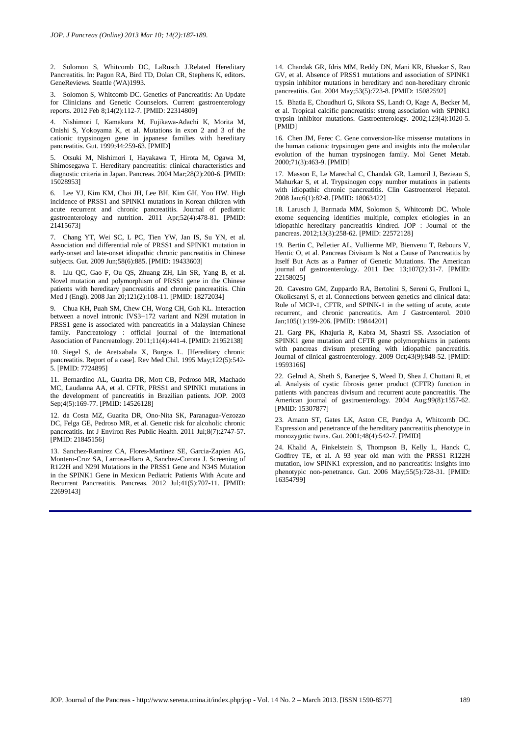2. Solomon S, Whitcomb DC, LaRusch J.Related Hereditary Pancreatitis. In: Pagon RA, Bird TD, Dolan CR, Stephens K, editors. GeneReviews. Seattle (WA)1993.

3. Solomon S, Whitcomb DC. Genetics of Pancreatitis: An Update for Clinicians and Genetic Counselors. Current gastroenterology reports. 2012 Feb 8;14(2):112-7. [PMID: 22314809]

4. Nishimori I, Kamakura M, Fujikawa-Adachi K, Morita M, Onishi S, Yokoyama K, et al. Mutations in exon 2 and 3 of the cationic trypsinogen gene in japanese families with hereditary pancreatitis. Gut. 1999;44:259-63. [PMID]

5. Otsuki M, Nishimori I, Hayakawa T, Hirota M, Ogawa M, Shimosegawa T. Hereditary pancreatitis: clinical characteristics and diagnostic criteria in Japan. Pancreas. 2004 Mar;28(2):200-6. [PMID: 15028953]

6. Lee YJ, Kim KM, Choi JH, Lee BH, Kim GH, Yoo HW. High incidence of PRSS1 and SPINK1 mutations in Korean children with acute recurrent and chronic pancreatitis. Journal of pediatric gastroenterology and nutrition. 2011 Apr;52(4):478-81. [PMID: 21415673]

7. Chang YT, Wei SC, L PC, Tien YW, Jan IS, Su YN, et al. Association and differential role of PRSS1 and SPINK1 mutation in early-onset and late-onset idiopathic chronic pancreatitis in Chinese subjects. Gut. 2009 Jun;58(6):885. [PMID: 19433603]

8. Liu QC, Gao F, Ou QS, Zhuang ZH, Lin SR, Yang B, et al. Novel mutation and polymorphism of PRSS1 gene in the Chinese patients with hereditary pancreatitis and chronic pancreatitis. Chin Med J (Engl). 2008 Jan 20;121(2):108-11. [PMID: 18272034]

9. Chua KH, Puah SM, Chew CH, Wong CH, Goh KL. Interaction between a novel intronic IVS3+172 variant and N29I mutation in PRSS1 gene is associated with pancreatitis in a Malaysian Chinese family. Pancreatology : official journal of the International Association of Pancreatology. 2011;11(4):441-4. [PMID: 21952138]

10. Siegel S, de Aretxabala X, Burgos L. [Hereditary chronic pancreatitis. Report of a case]. Rev Med Chil. 1995 May;122(5):542-5. [PMID: 7724895]

11. Bernardino AL, Guarita DR, Mott CB, Pedroso MR, Machado MC, Laudanna AA, et al. CFTR, PRSS1 and SPINK1 mutations in the development of pancreatitis in Brazilian patients. JOP. 2003 Sep;4(5):169-77. [PMID: 14526128]

12. da Costa MZ, Guarita DR, Ono-Nita SK, Paranagua-Vezozzo DC, Felga GE, Pedroso MR, et al. Genetic risk for alcoholic chronic pancreatitis. Int J Environ Res Public Health. 2011 Jul;8(7):2747-57. [PMID: 21845156]

13. Sanchez-Ramirez CA, Flores-Martinez SE, Garcia-Zapien AG, Montero-Cruz SA, Larrosa-Haro A, Sanchez-Corona J. Screening of R122H and N29I Mutations in the PRSS1 Gene and N34S Mutation in the SPINK1 Gene in Mexican Pediatric Patients With Acute and Recurrent Pancreatitis. Pancreas. 2012 Jul;41(5):707-11. [PMID: 22699143]

14. Chandak GR, Idris MM, Reddy DN, Mani KR, Bhaskar S, Rao GV, et al. Absence of PRSS1 mutations and association of SPINK1 trypsin inhibitor mutations in hereditary and non-hereditary chronic pancreatitis. Gut. 2004 May;53(5):723-8. [PMID: 15082592]

15. Bhatia E, Choudhuri G, Sikora SS, Landt O, Kage A, Becker M, et al. Tropical calcific pancreatitis: strong association with SPINK1 trypsin inhibitor mutations. Gastroenterology. 2002;123(4):1020-5. [PMID]

16. Chen JM, Ferec C. Gene conversion-like missense mutations in the human cationic trypsinogen gene and insights into the molecular evolution of the human trypsinogen family. Mol Genet Metab. 2000;71(3):463-9. [PMID]

17. Masson E, Le Marechal C, Chandak GR, Lamoril J, Bezieau S, Mahurkar S, et al. Trypsinogen copy number mutations in patients with idiopathic chronic pancreatitis. Clin Gastroenterol Hepatol. 2008 Jan;6(1):82-8. [PMID: 18063422]

18. Larusch J, Barmada MM, Solomon S, Whitcomb DC. Whole exome sequencing identifies multiple, complex etiologies in an idiopathic hereditary pancreatitis kindred. JOP : Journal of the pancreas. 2012;13(3):258-62. [PMID: 22572128]

19. Bertin C, Pelletier AL, Vullierme MP, Bienvenu T, Rebours V, Hentic O, et al. Pancreas Divisum Is Not a Cause of Pancreatitis by Itself But Acts as a Partner of Genetic Mutations. The American journal of gastroenterology. 2011 Dec 13;107(2):31-7. [PMID: 22158025]

20. Cavestro GM, Zuppardo RA, Bertolini S, Sereni G, Frulloni L, Okolicsanyi S, et al. Connections between genetics and clinical data: Role of MCP-1, CFTR, and SPINK-1 in the setting of acute, acute recurrent, and chronic pancreatitis. Am J Gastroenterol. 2010 Jan;105(1):199-206. [PMID: 19844201]

21. Garg PK, Khajuria R, Kabra M, Shastri SS. Association of SPINK1 gene mutation and CFTR gene polymorphisms in patients with pancreas divisum presenting with idiopathic pancreatitis. Journal of clinical gastroenterology. 2009 Oct;43(9):848-52. [PMID: 19593166]

22. Gelrud A, Sheth S, Banerjee S, Weed D, Shea J, Chuttani R, et al. Analysis of cystic fibrosis gener product (CFTR) function in patients with pancreas divisum and recurrent acute pancreatitis. The American journal of gastroenterology. 2004 Aug;99(8):1557-62. [PMID: 15307877]

23. Amann ST, Gates LK, Aston CE, Pandya A, Whitcomb DC. Expression and penetrance of the hereditary pancreatitis phenotype in monozygotic twins. Gut. 2001;48(4):542-7. [PMID]

24. Khalid A, Finkelstein S, Thompson B, Kelly L, Hanck C, Godfrey TE, et al. A 93 year old man with the PRSS1 R122H mutation, low SPINK1 expression, and no pancreatitis: insights into phenotypic non-penetrance. Gut. 2006 May;55(5):728-31. [PMID: 16354799]